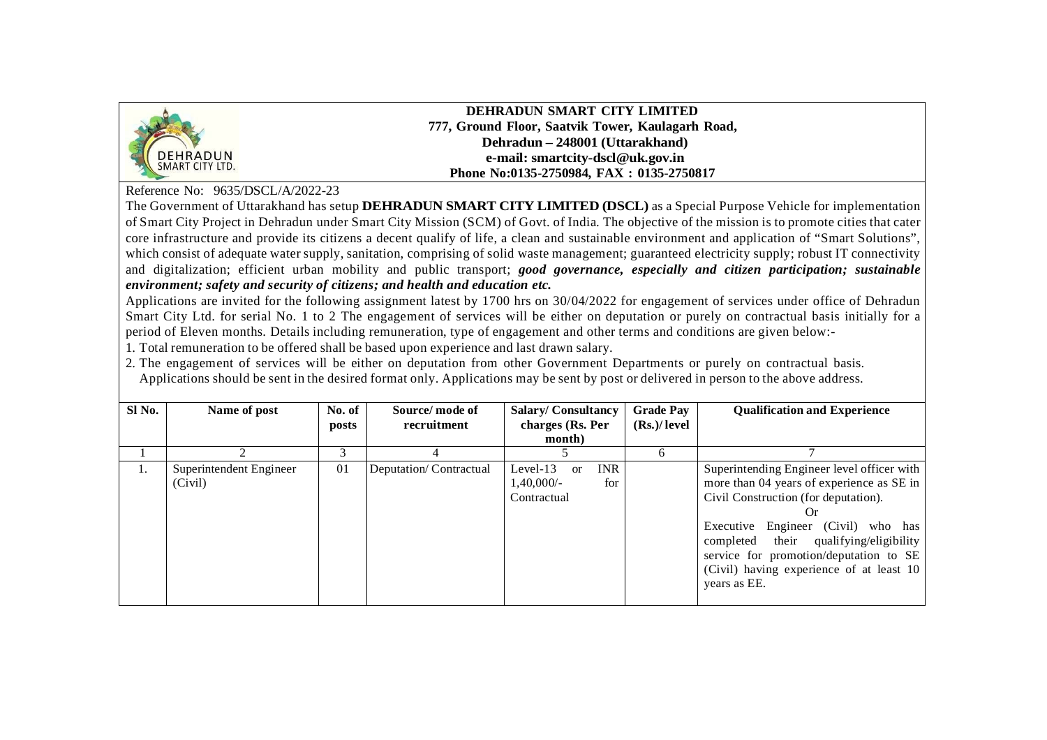**DEHRADUN SMART CITY LIMITED**
**777, Ground Floor, Saatvik Tower, Kaulagarh Road,**
**Dehradun – 248001 (Uttarakhand)**
**e-mail: smartcity-dscl@uk.gov.in**
**Phone No:0135-2750984, FAX : 0135-2750817**

Reference No: 9635/DSCL/A/2022-23

The Government of Uttarakhand has setup **DEHRADUN SMART CITY LIMITED (DSCL)** as a Special Purpose Vehicle for implementation of Smart City Project in Dehradun under Smart City Mission (SCM) of Govt. of India. The objective of the mission is to promote cities that cater core infrastructure and provide its citizens a decent qualify of life, a clean and sustainable environment and application of "Smart Solutions", which consist of adequate water supply, sanitation, comprising of solid waste management; guaranteed electricity supply; robust IT connectivity and digitalization; efficient urban mobility and public transport; ***good governance, especially and citizen participation; sustainable environment; safety and security of citizens; and health and education etc.***

Applications are invited for the following assignment latest by 1700 hrs on 30/04/2022 for engagement of services under office of Dehradun Smart City Ltd. for serial No. 1 to 2 The engagement of services will be either on deputation or purely on contractual basis initially for a period of Eleven months. Details including remuneration, type of engagement and other terms and conditions are given below:-

1. Total remuneration to be offered shall be based upon experience and last drawn salary.
2. The engagement of services will be either on deputation from other Government Departments or purely on contractual basis. Applications should be sent in the desired format only. Applications may be sent by post or delivered in person to the above address.

| Sl No. | Name of post | No. of posts | Source/ mode of recruitment | Salary/ Consultancy charges (Rs. Per month) | Grade Pay (Rs.)/ level | Qualification and Experience |
|---|---|---|---|---|---|---|
| 1 | 2 | 3 | 4 | 5 | 6 | 7 |
| 1. | Superintendent Engineer (Civil) | 01 | Deputation/ Contractual | Level-13 or INR 1,40,000/- for Contractual | | Superintending Engineer level officer with more than 04 years of experience as SE in Civil Construction (for deputation). Or Executive Engineer (Civil) who has completed their qualifying/eligibility service for promotion/deputation to SE (Civil) having experience of at least 10 years as EE. |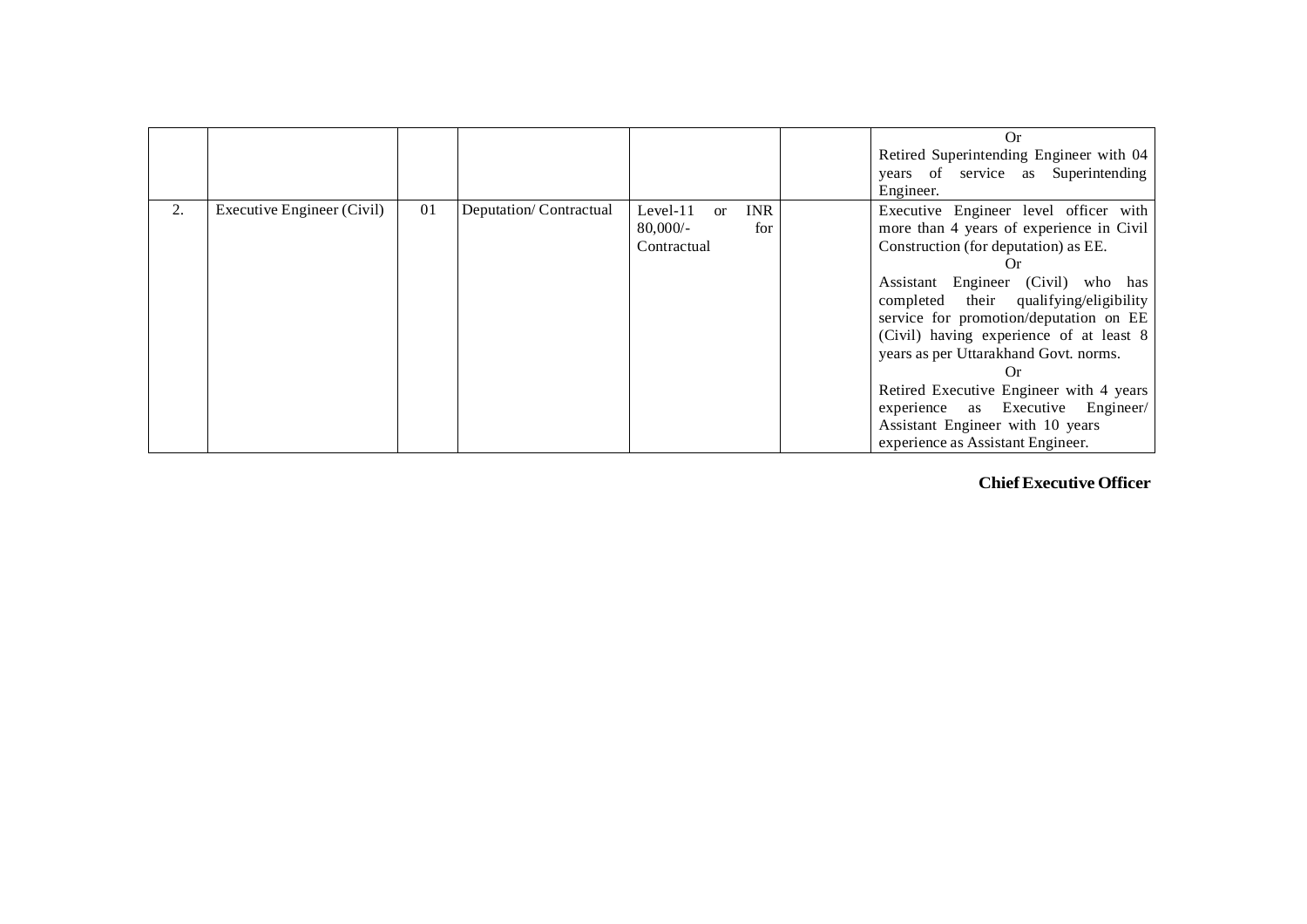| | | | | | | |
|---|---|---|---|---|---|---|
| | | | | | | Or<br>Retired Superintending Engineer with 04 years of service as Superintending Engineer. |
| 2. | Executive Engineer (Civil) | 01 | Deputation/ Contractual | Level-11 or INR 80,000/- for Contractual | | Executive Engineer level officer with more than 4 years of experience in Civil Construction (for deputation) as EE.<br>Or<br>Assistant Engineer (Civil) who has completed their qualifying/eligibility service for promotion/deputation on EE (Civil) having experience of at least 8 years as per Uttarakhand Govt. norms.<br>Or<br>Retired Executive Engineer with 4 years experience as Executive Engineer/ Assistant Engineer with 10 years experience as Assistant Engineer. |

**Chief Executive Officer**